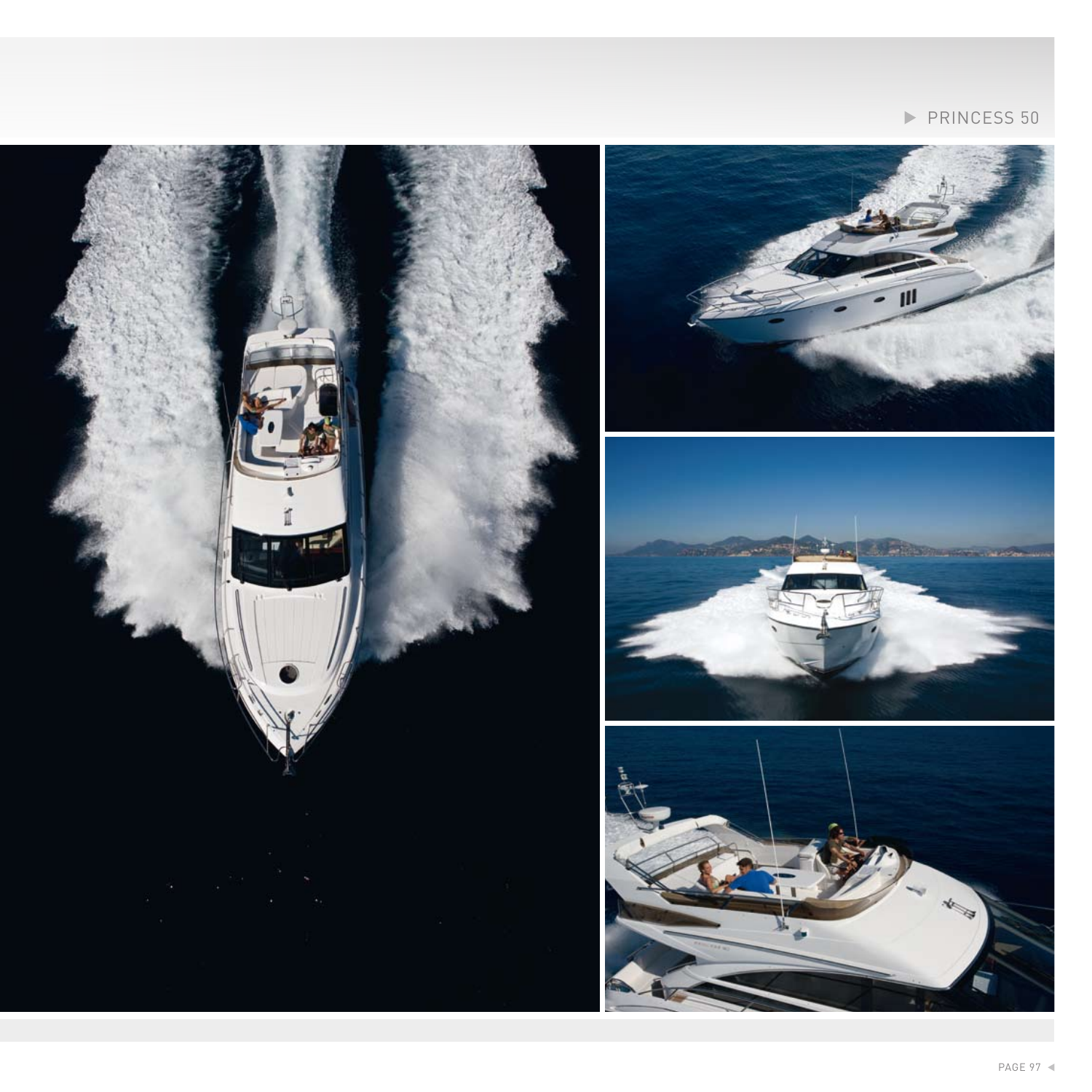# PRINCESS 50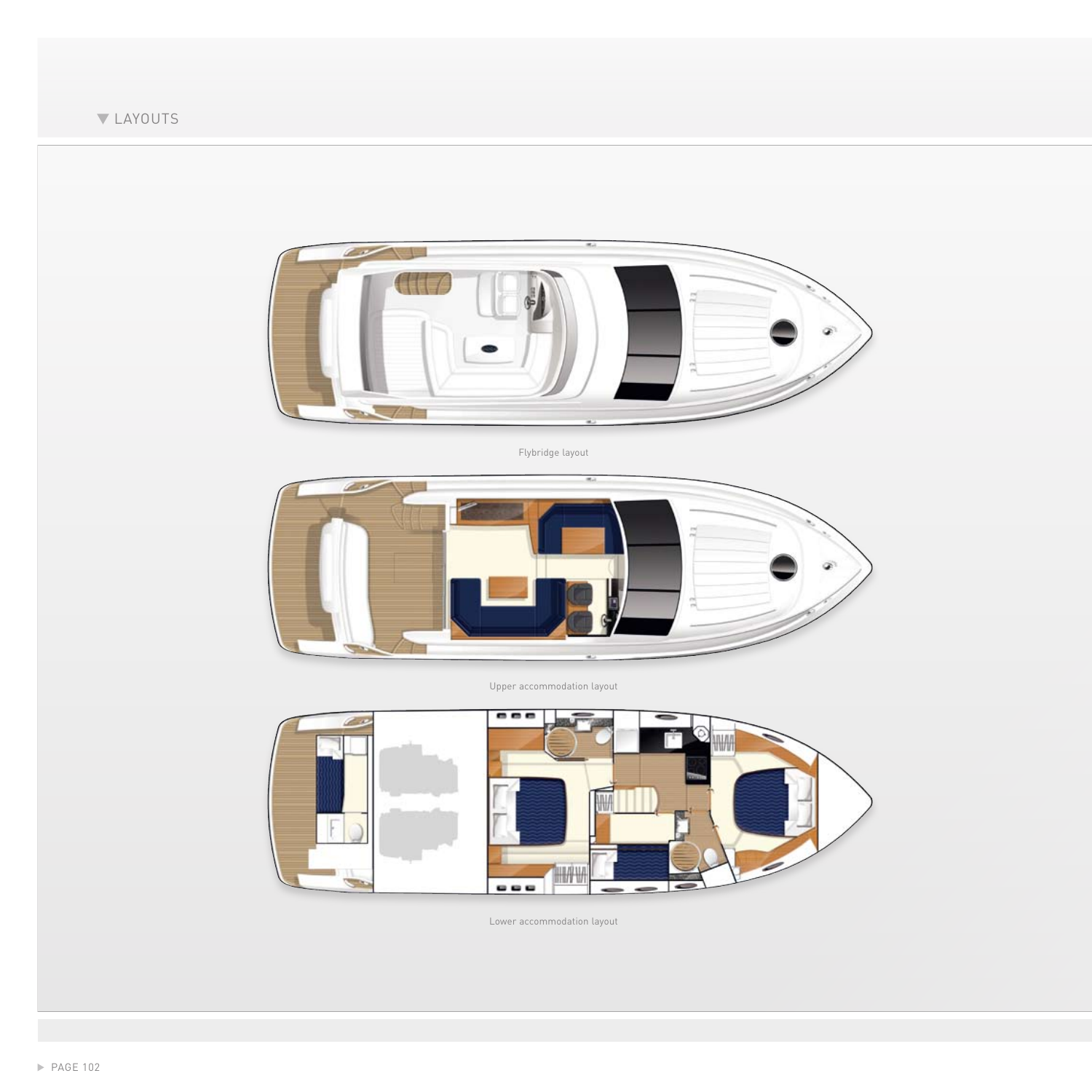# LAYOUTS

Flybridge layout

Upper accommodation layout

Lower accommodation layout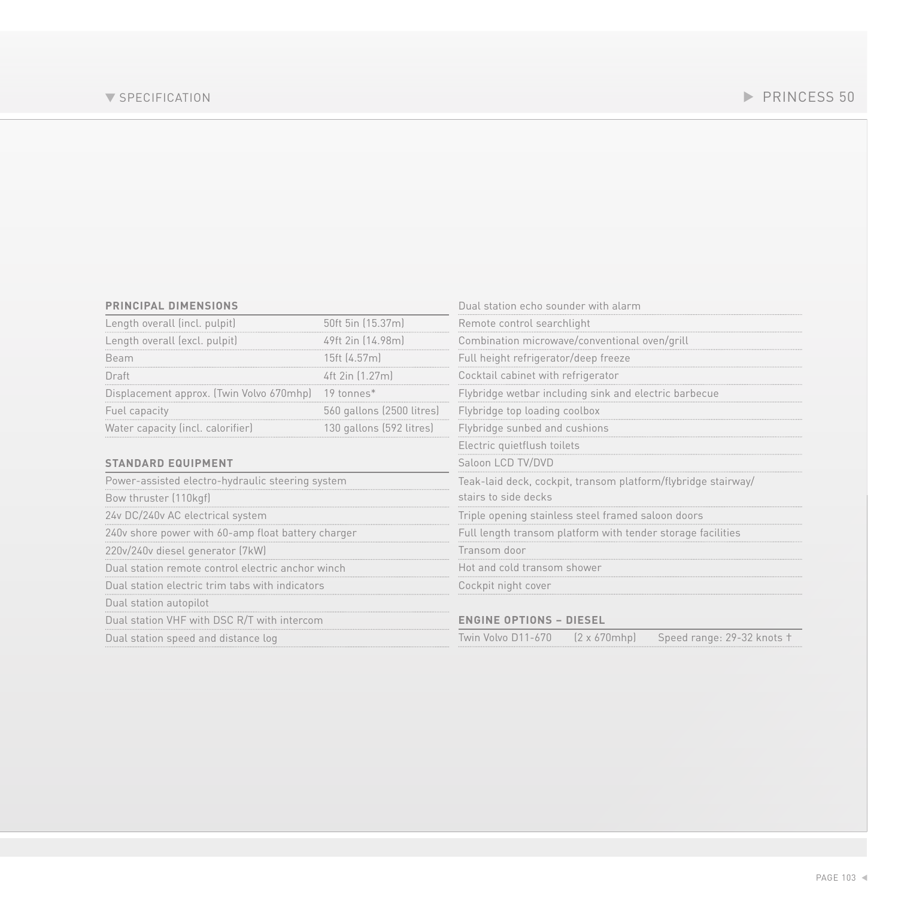# PRINCESS 50

## SPECIFICATION

### PRINCIPAL DIMENSIONS

| | |
|---|---|
| Length overall (incl. pulpit) | 50ft 5in (15.37m) |
| Length overall (excl. pulpit) | 49ft 2in (14.98m) |
| Beam | 15ft (4.57m) |
| Draft | 4ft 2in (1.27m) |
| Displacement approx. (Twin Volvo 670mhp) | 19 tonnes* |
| Fuel capacity | 560 gallons (2500 litres) |
| Water capacity (incl. calorifier) | 130 gallons (592 litres) |

### STANDARD EQUIPMENT

- Power-assisted electro-hydraulic steering system
- Bow thruster (110kgf)
- 24v DC/240v AC electrical system
- 240v shore power with 60-amp float battery charger
- 220v/240v diesel generator (7kW)
- Dual station remote control electric anchor winch
- Dual station electric trim tabs with indicators
- Dual station autopilot
- Dual station VHF with DSC R/T with intercom
- Dual station speed and distance log
- Dual station echo sounder with alarm
- Remote control searchlight
- Combination microwave/conventional oven/grill
- Full height refrigerator/deep freeze
- Cocktail cabinet with refrigerator
- Flybridge wetbar including sink and electric barbecue
- Flybridge top loading coolbox
- Flybridge sunbed and cushions
- Electric quietflush toilets
- Saloon LCD TV/DVD
- Teak-laid deck, cockpit, transom platform/flybridge stairway/ stairs to side decks
- Triple opening stainless steel framed saloon doors
- Full length transom platform with tender storage facilities
- Transom door
- Hot and cold transom shower
- Cockpit night cover

### ENGINE OPTIONS – DIESEL

| | | |
|---|---|---|
| Twin Volvo D11-670 | (2 x 670mhp) | Speed range: 29-32 knots † |